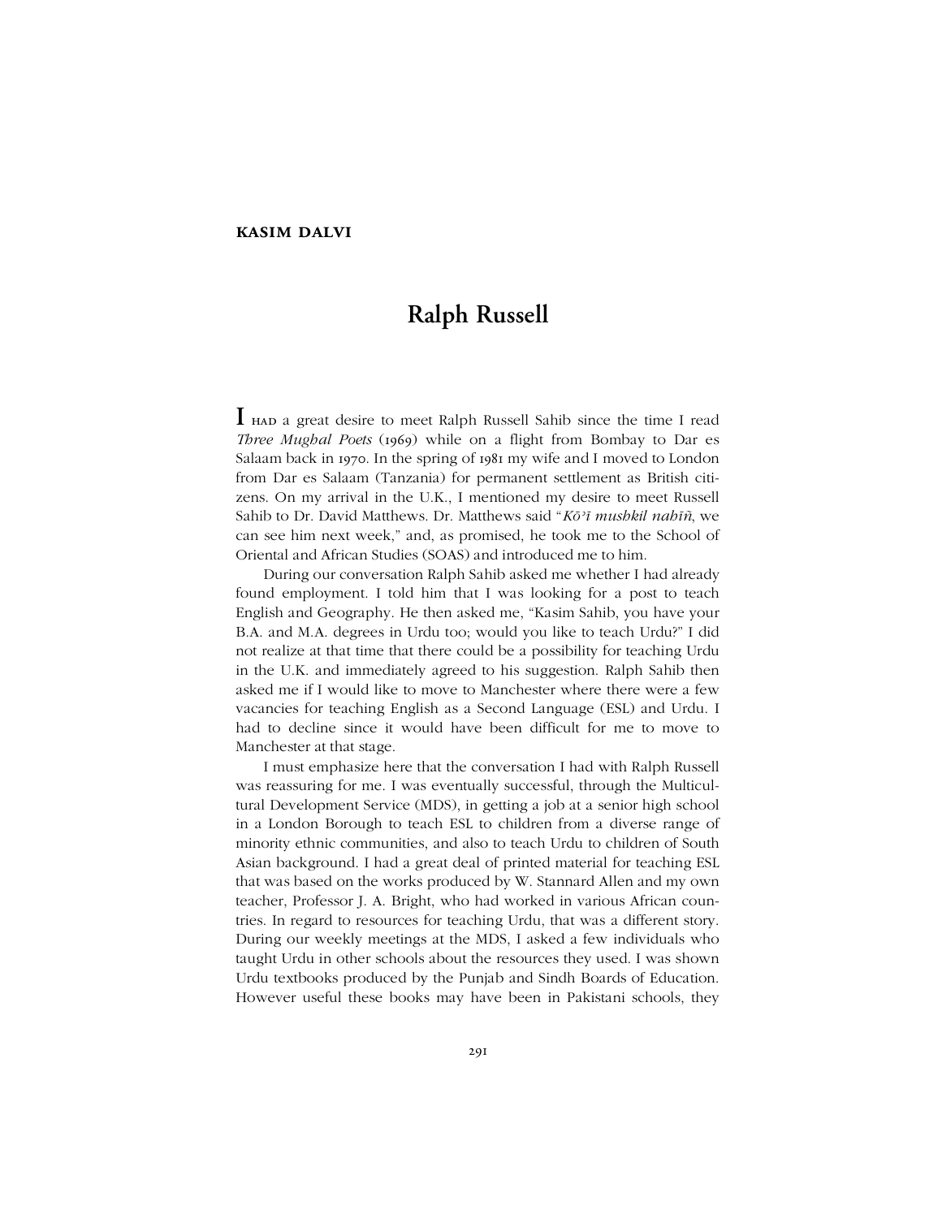**KASIM DALVI**

# Ralph Russell

I HAD a great desire to meet Ralph Russell Sahib since the time I read *Three Mughal Poets* (1969) while on a flight from Bombay to Dar es Salaam back in 1970. In the spring of 1981 my wife and I moved to London from Dar es Salaam (Tanzania) for permanent settlement as British citizens. On my arrival in the U.K., I mentioned my desire to meet Russell Sahib to Dr. David Matthews. Dr. Matthews said "*Kōʾī mushkil nahīn̄*, we can see him next week," and, as promised, he took me to the School of Oriental and African Studies (SOAS) and introduced me to him.

During our conversation Ralph Sahib asked me whether I had already found employment. I told him that I was looking for a post to teach English and Geography. He then asked me, "Kasim Sahib, you have your B.A. and M.A. degrees in Urdu too; would you like to teach Urdu?" I did not realize at that time that there could be a possibility for teaching Urdu in the U.K. and immediately agreed to his suggestion. Ralph Sahib then asked me if I would like to move to Manchester where there were a few vacancies for teaching English as a Second Language (ESL) and Urdu. I had to decline since it would have been difficult for me to move to Manchester at that stage.

I must emphasize here that the conversation I had with Ralph Russell was reassuring for me. I was eventually successful, through the Multicultural Development Service (MDS), in getting a job at a senior high school in a London Borough to teach ESL to children from a diverse range of minority ethnic communities, and also to teach Urdu to children of South Asian background. I had a great deal of printed material for teaching ESL that was based on the works produced by W. Stannard Allen and my own teacher, Professor J. A. Bright, who had worked in various African countries. In regard to resources for teaching Urdu, that was a different story. During our weekly meetings at the MDS, I asked a few individuals who taught Urdu in other schools about the resources they used. I was shown Urdu textbooks produced by the Punjab and Sindh Boards of Education. However useful these books may have been in Pakistani schools, they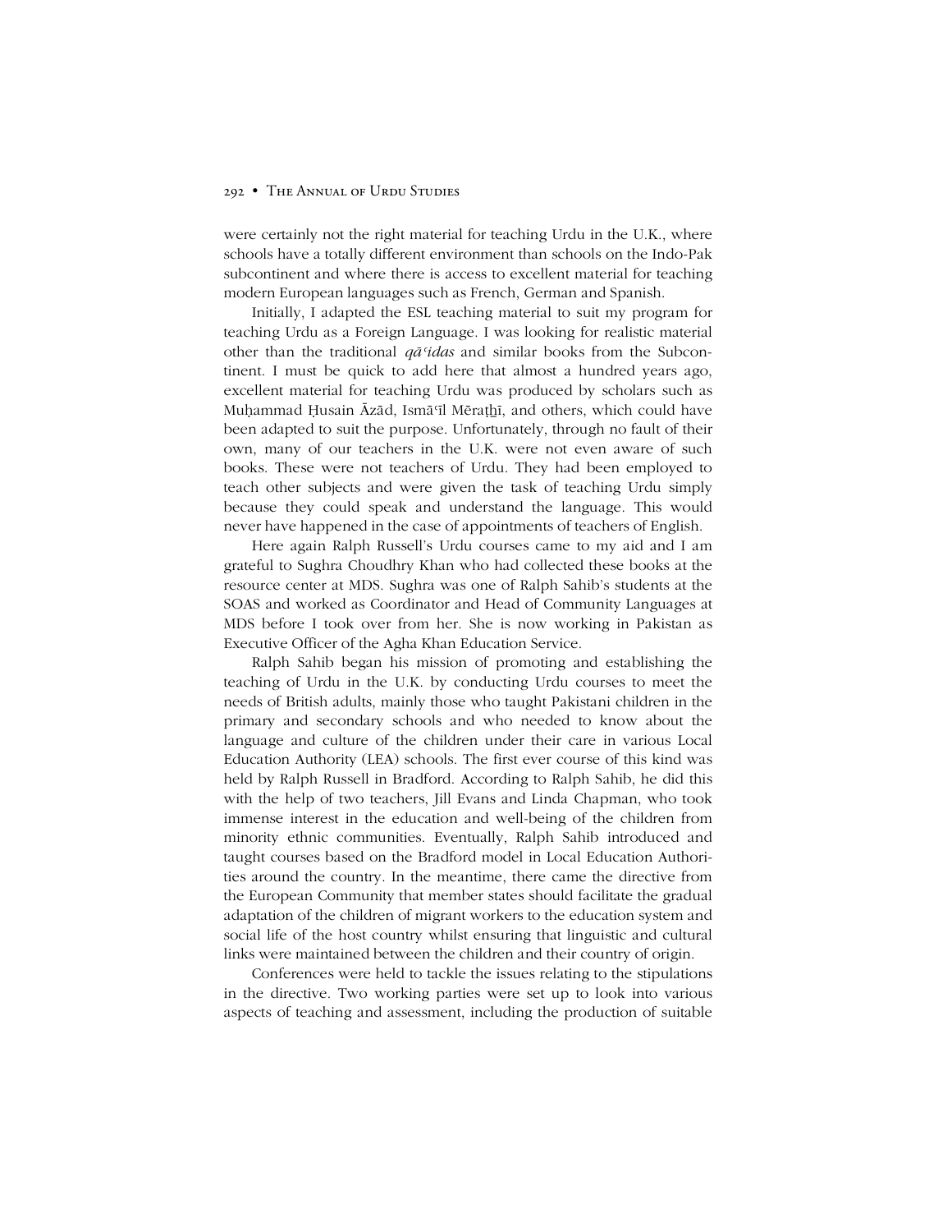were certainly not the right material for teaching Urdu in the U.K., where schools have a totally different environment than schools on the Indo-Pak subcontinent and where there is access to excellent material for teaching modern European languages such as French, German and Spanish.

Initially, I adapted the ESL teaching material to suit my program for teaching Urdu as a Foreign Language. I was looking for realistic material other than the traditional *qā'idas* and similar books from the Subcontinent. I must be quick to add here that almost a hundred years ago, excellent material for teaching Urdu was produced by scholars such as Muḥammad Ḥusain Āzād, Ismā'īl Mēraṭhī, and others, which could have been adapted to suit the purpose. Unfortunately, through no fault of their own, many of our teachers in the U.K. were not even aware of such books. These were not teachers of Urdu. They had been employed to teach other subjects and were given the task of teaching Urdu simply because they could speak and understand the language. This would never have happened in the case of appointments of teachers of English.

Here again Ralph Russell's Urdu courses came to my aid and I am grateful to Sughra Choudhry Khan who had collected these books at the resource center at MDS. Sughra was one of Ralph Sahib's students at the SOAS and worked as Coordinator and Head of Community Languages at MDS before I took over from her. She is now working in Pakistan as Executive Officer of the Agha Khan Education Service.

Ralph Sahib began his mission of promoting and establishing the teaching of Urdu in the U.K. by conducting Urdu courses to meet the needs of British adults, mainly those who taught Pakistani children in the primary and secondary schools and who needed to know about the language and culture of the children under their care in various Local Education Authority (LEA) schools. The first ever course of this kind was held by Ralph Russell in Bradford. According to Ralph Sahib, he did this with the help of two teachers, Jill Evans and Linda Chapman, who took immense interest in the education and well-being of the children from minority ethnic communities. Eventually, Ralph Sahib introduced and taught courses based on the Bradford model in Local Education Authorities around the country. In the meantime, there came the directive from the European Community that member states should facilitate the gradual adaptation of the children of migrant workers to the education system and social life of the host country whilst ensuring that linguistic and cultural links were maintained between the children and their country of origin.

Conferences were held to tackle the issues relating to the stipulations in the directive. Two working parties were set up to look into various aspects of teaching and assessment, including the production of suitable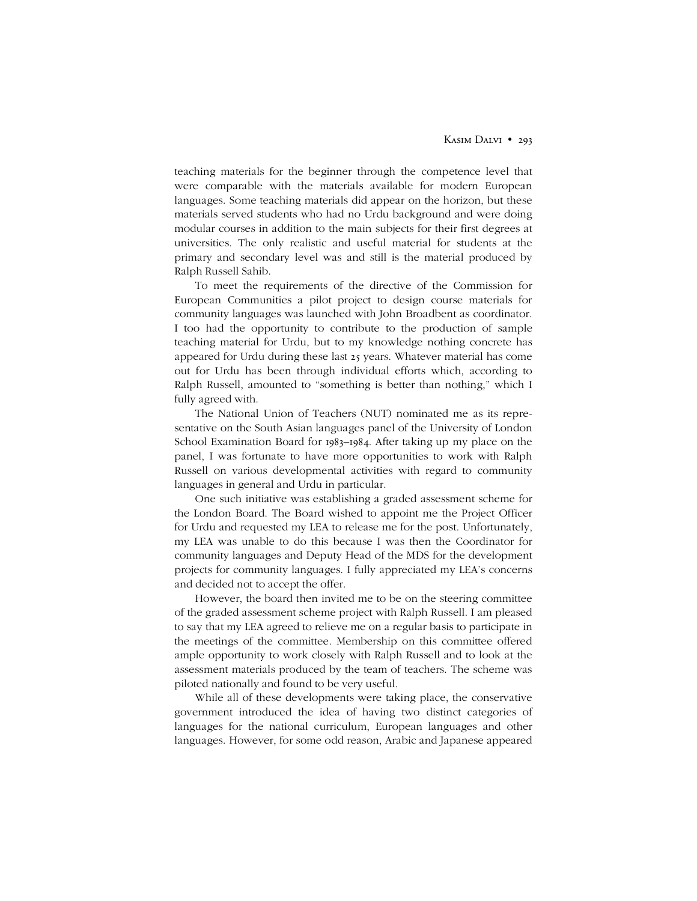teaching materials for the beginner through the competence level that were comparable with the materials available for modern European languages. Some teaching materials did appear on the horizon, but these materials served students who had no Urdu background and were doing modular courses in addition to the main subjects for their first degrees at universities. The only realistic and useful material for students at the primary and secondary level was and still is the material produced by Ralph Russell Sahib.

To meet the requirements of the directive of the Commission for European Communities a pilot project to design course materials for community languages was launched with John Broadbent as coordinator. I too had the opportunity to contribute to the production of sample teaching material for Urdu, but to my knowledge nothing concrete has appeared for Urdu during these last 25 years. Whatever material has come out for Urdu has been through individual efforts which, according to Ralph Russell, amounted to "something is better than nothing," which I fully agreed with.

The National Union of Teachers (NUT) nominated me as its representative on the South Asian languages panel of the University of London School Examination Board for 1983–1984. After taking up my place on the panel, I was fortunate to have more opportunities to work with Ralph Russell on various developmental activities with regard to community languages in general and Urdu in particular.

One such initiative was establishing a graded assessment scheme for the London Board. The Board wished to appoint me the Project Officer for Urdu and requested my LEA to release me for the post. Unfortunately, my LEA was unable to do this because I was then the Coordinator for community languages and Deputy Head of the MDS for the development projects for community languages. I fully appreciated my LEA's concerns and decided not to accept the offer.

However, the board then invited me to be on the steering committee of the graded assessment scheme project with Ralph Russell. I am pleased to say that my LEA agreed to relieve me on a regular basis to participate in the meetings of the committee. Membership on this committee offered ample opportunity to work closely with Ralph Russell and to look at the assessment materials produced by the team of teachers. The scheme was piloted nationally and found to be very useful.

While all of these developments were taking place, the conservative government introduced the idea of having two distinct categories of languages for the national curriculum, European languages and other languages. However, for some odd reason, Arabic and Japanese appeared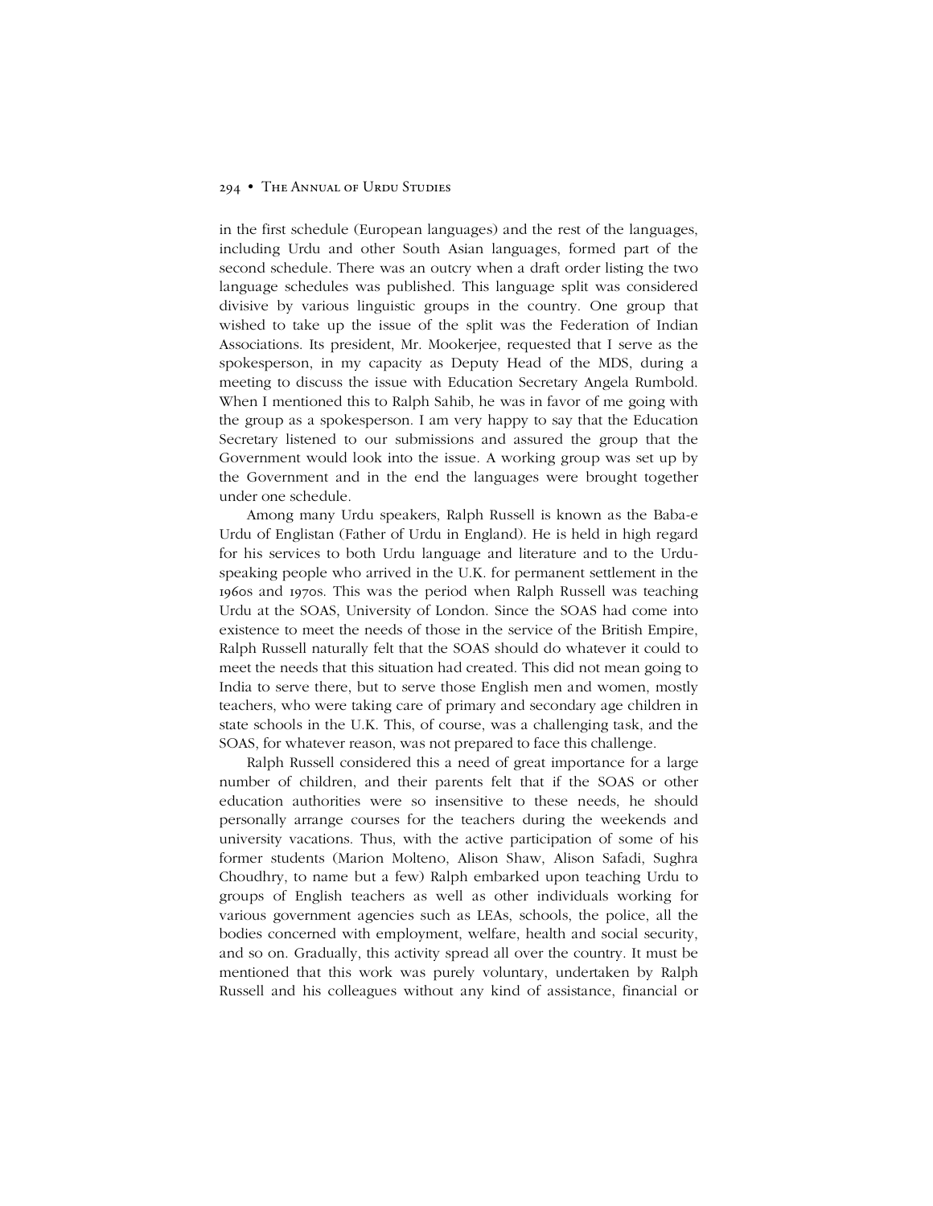in the first schedule (European languages) and the rest of the languages, including Urdu and other South Asian languages, formed part of the second schedule. There was an outcry when a draft order listing the two language schedules was published. This language split was considered divisive by various linguistic groups in the country. One group that wished to take up the issue of the split was the Federation of Indian Associations. Its president, Mr. Mookerjee, requested that I serve as the spokesperson, in my capacity as Deputy Head of the MDS, during a meeting to discuss the issue with Education Secretary Angela Rumbold. When I mentioned this to Ralph Sahib, he was in favor of me going with the group as a spokesperson. I am very happy to say that the Education Secretary listened to our submissions and assured the group that the Government would look into the issue. A working group was set up by the Government and in the end the languages were brought together under one schedule.

Among many Urdu speakers, Ralph Russell is known as the Baba-e Urdu of Englistan (Father of Urdu in England). He is held in high regard for his services to both Urdu language and literature and to the Urdu-speaking people who arrived in the U.K. for permanent settlement in the 1960s and 1970s. This was the period when Ralph Russell was teaching Urdu at the SOAS, University of London. Since the SOAS had come into existence to meet the needs of those in the service of the British Empire, Ralph Russell naturally felt that the SOAS should do whatever it could to meet the needs that this situation had created. This did not mean going to India to serve there, but to serve those English men and women, mostly teachers, who were taking care of primary and secondary age children in state schools in the U.K. This, of course, was a challenging task, and the SOAS, for whatever reason, was not prepared to face this challenge.

Ralph Russell considered this a need of great importance for a large number of children, and their parents felt that if the SOAS or other education authorities were so insensitive to these needs, he should personally arrange courses for the teachers during the weekends and university vacations. Thus, with the active participation of some of his former students (Marion Molteno, Alison Shaw, Alison Safadi, Sughra Choudhry, to name but a few) Ralph embarked upon teaching Urdu to groups of English teachers as well as other individuals working for various government agencies such as LEAs, schools, the police, all the bodies concerned with employment, welfare, health and social security, and so on. Gradually, this activity spread all over the country. It must be mentioned that this work was purely voluntary, undertaken by Ralph Russell and his colleagues without any kind of assistance, financial or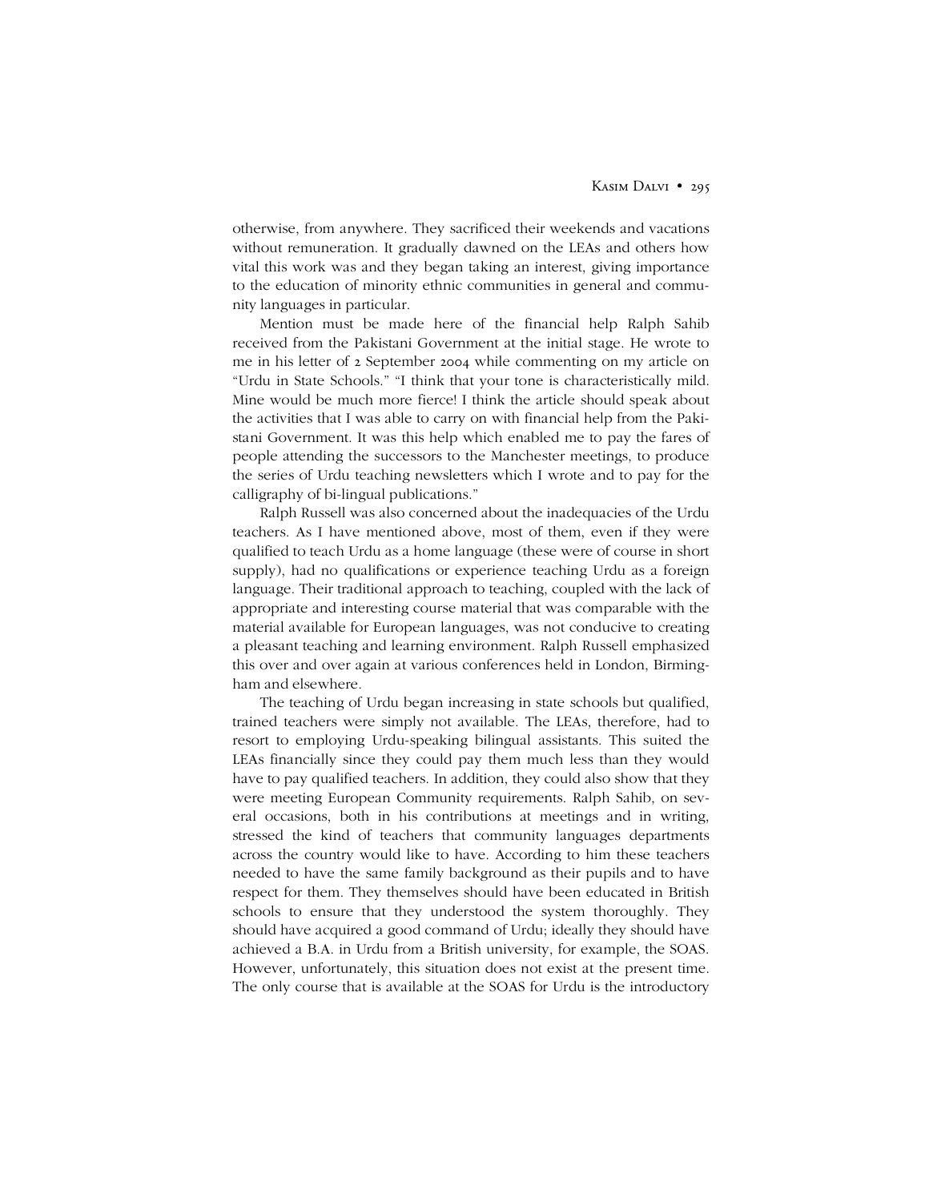otherwise, from anywhere. They sacrificed their weekends and vacations without remuneration. It gradually dawned on the LEAs and others how vital this work was and they began taking an interest, giving importance to the education of minority ethnic communities in general and community languages in particular.

Mention must be made here of the financial help Ralph Sahib received from the Pakistani Government at the initial stage. He wrote to me in his letter of 2 September 2004 while commenting on my article on "Urdu in State Schools." "I think that your tone is characteristically mild. Mine would be much more fierce! I think the article should speak about the activities that I was able to carry on with financial help from the Pakistani Government. It was this help which enabled me to pay the fares of people attending the successors to the Manchester meetings, to produce the series of Urdu teaching newsletters which I wrote and to pay for the calligraphy of bi-lingual publications."

Ralph Russell was also concerned about the inadequacies of the Urdu teachers. As I have mentioned above, most of them, even if they were qualified to teach Urdu as a home language (these were of course in short supply), had no qualifications or experience teaching Urdu as a foreign language. Their traditional approach to teaching, coupled with the lack of appropriate and interesting course material that was comparable with the material available for European languages, was not conducive to creating a pleasant teaching and learning environment. Ralph Russell emphasized this over and over again at various conferences held in London, Birmingham and elsewhere.

The teaching of Urdu began increasing in state schools but qualified, trained teachers were simply not available. The LEAs, therefore, had to resort to employing Urdu-speaking bilingual assistants. This suited the LEAs financially since they could pay them much less than they would have to pay qualified teachers. In addition, they could also show that they were meeting European Community requirements. Ralph Sahib, on several occasions, both in his contributions at meetings and in writing, stressed the kind of teachers that community languages departments across the country would like to have. According to him these teachers needed to have the same family background as their pupils and to have respect for them. They themselves should have been educated in British schools to ensure that they understood the system thoroughly. They should have acquired a good command of Urdu; ideally they should have achieved a B.A. in Urdu from a British university, for example, the SOAS. However, unfortunately, this situation does not exist at the present time. The only course that is available at the SOAS for Urdu is the introductory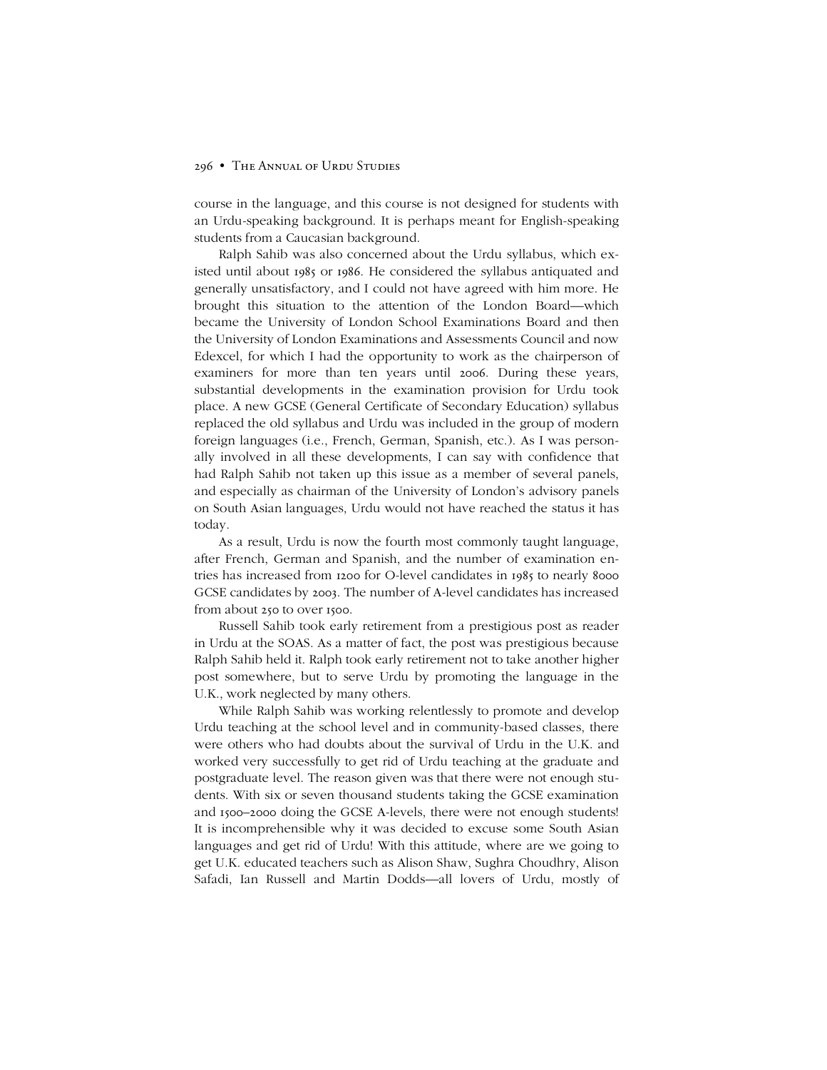course in the language, and this course is not designed for students with an Urdu-speaking background. It is perhaps meant for English-speaking students from a Caucasian background.

Ralph Sahib was also concerned about the Urdu syllabus, which existed until about 1985 or 1986. He considered the syllabus antiquated and generally unsatisfactory, and I could not have agreed with him more. He brought this situation to the attention of the London Board—which became the University of London School Examinations Board and then the University of London Examinations and Assessments Council and now Edexcel, for which I had the opportunity to work as the chairperson of examiners for more than ten years until 2006. During these years, substantial developments in the examination provision for Urdu took place. A new GCSE (General Certificate of Secondary Education) syllabus replaced the old syllabus and Urdu was included in the group of modern foreign languages (i.e., French, German, Spanish, etc.). As I was personally involved in all these developments, I can say with confidence that had Ralph Sahib not taken up this issue as a member of several panels, and especially as chairman of the University of London's advisory panels on South Asian languages, Urdu would not have reached the status it has today.

As a result, Urdu is now the fourth most commonly taught language, after French, German and Spanish, and the number of examination entries has increased from 1200 for O-level candidates in 1985 to nearly 8000 GCSE candidates by 2003. The number of A-level candidates has increased from about 250 to over 1500.

Russell Sahib took early retirement from a prestigious post as reader in Urdu at the SOAS. As a matter of fact, the post was prestigious because Ralph Sahib held it. Ralph took early retirement not to take another higher post somewhere, but to serve Urdu by promoting the language in the U.K., work neglected by many others.

While Ralph Sahib was working relentlessly to promote and develop Urdu teaching at the school level and in community-based classes, there were others who had doubts about the survival of Urdu in the U.K. and worked very successfully to get rid of Urdu teaching at the graduate and postgraduate level. The reason given was that there were not enough students. With six or seven thousand students taking the GCSE examination and 1500–2000 doing the GCSE A-levels, there were not enough students! It is incomprehensible why it was decided to excuse some South Asian languages and get rid of Urdu! With this attitude, where are we going to get U.K. educated teachers such as Alison Shaw, Sughra Choudhry, Alison Safadi, Ian Russell and Martin Dodds—all lovers of Urdu, mostly of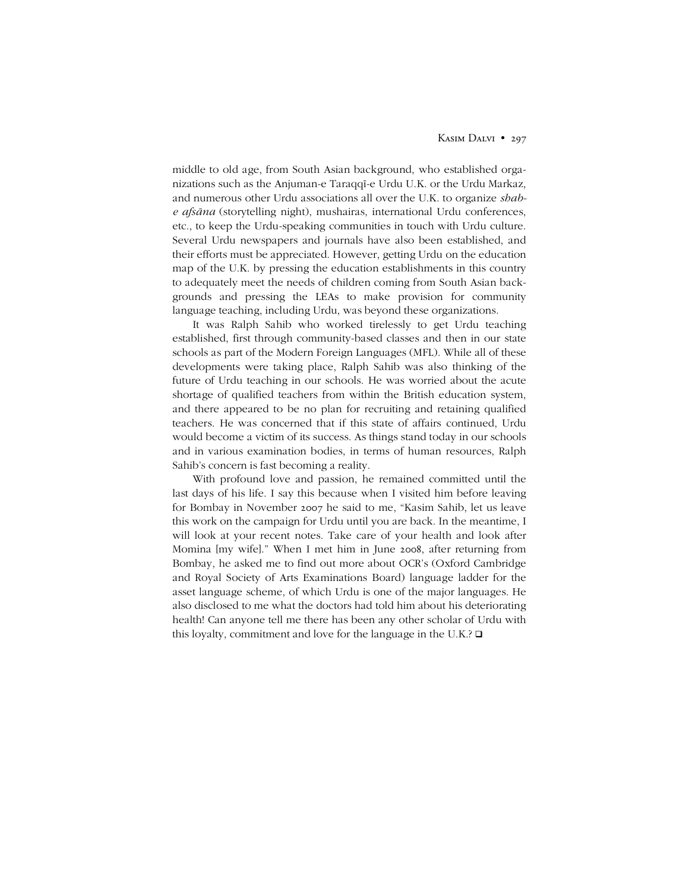middle to old age, from South Asian background, who established organizations such as the Anjuman-e Taraqqī-e Urdu U.K. or the Urdu Markaz, and numerous other Urdu associations all over the U.K. to organize *shab-e afsāna* (storytelling night), mushairas, international Urdu conferences, etc., to keep the Urdu-speaking communities in touch with Urdu culture. Several Urdu newspapers and journals have also been established, and their efforts must be appreciated. However, getting Urdu on the education map of the U.K. by pressing the education establishments in this country to adequately meet the needs of children coming from South Asian backgrounds and pressing the LEAs to make provision for community language teaching, including Urdu, was beyond these organizations.

It was Ralph Sahib who worked tirelessly to get Urdu teaching established, first through community-based classes and then in our state schools as part of the Modern Foreign Languages (MFL). While all of these developments were taking place, Ralph Sahib was also thinking of the future of Urdu teaching in our schools. He was worried about the acute shortage of qualified teachers from within the British education system, and there appeared to be no plan for recruiting and retaining qualified teachers. He was concerned that if this state of affairs continued, Urdu would become a victim of its success. As things stand today in our schools and in various examination bodies, in terms of human resources, Ralph Sahib's concern is fast becoming a reality.

With profound love and passion, he remained committed until the last days of his life. I say this because when I visited him before leaving for Bombay in November 2007 he said to me, "Kasim Sahib, let us leave this work on the campaign for Urdu until you are back. In the meantime, I will look at your recent notes. Take care of your health and look after Momina [my wife]." When I met him in June 2008, after returning from Bombay, he asked me to find out more about OCR's (Oxford Cambridge and Royal Society of Arts Examinations Board) language ladder for the asset language scheme, of which Urdu is one of the major languages. He also disclosed to me what the doctors had told him about his deteriorating health! Can anyone tell me there has been any other scholar of Urdu with this loyalty, commitment and love for the language in the U.K.? ❑